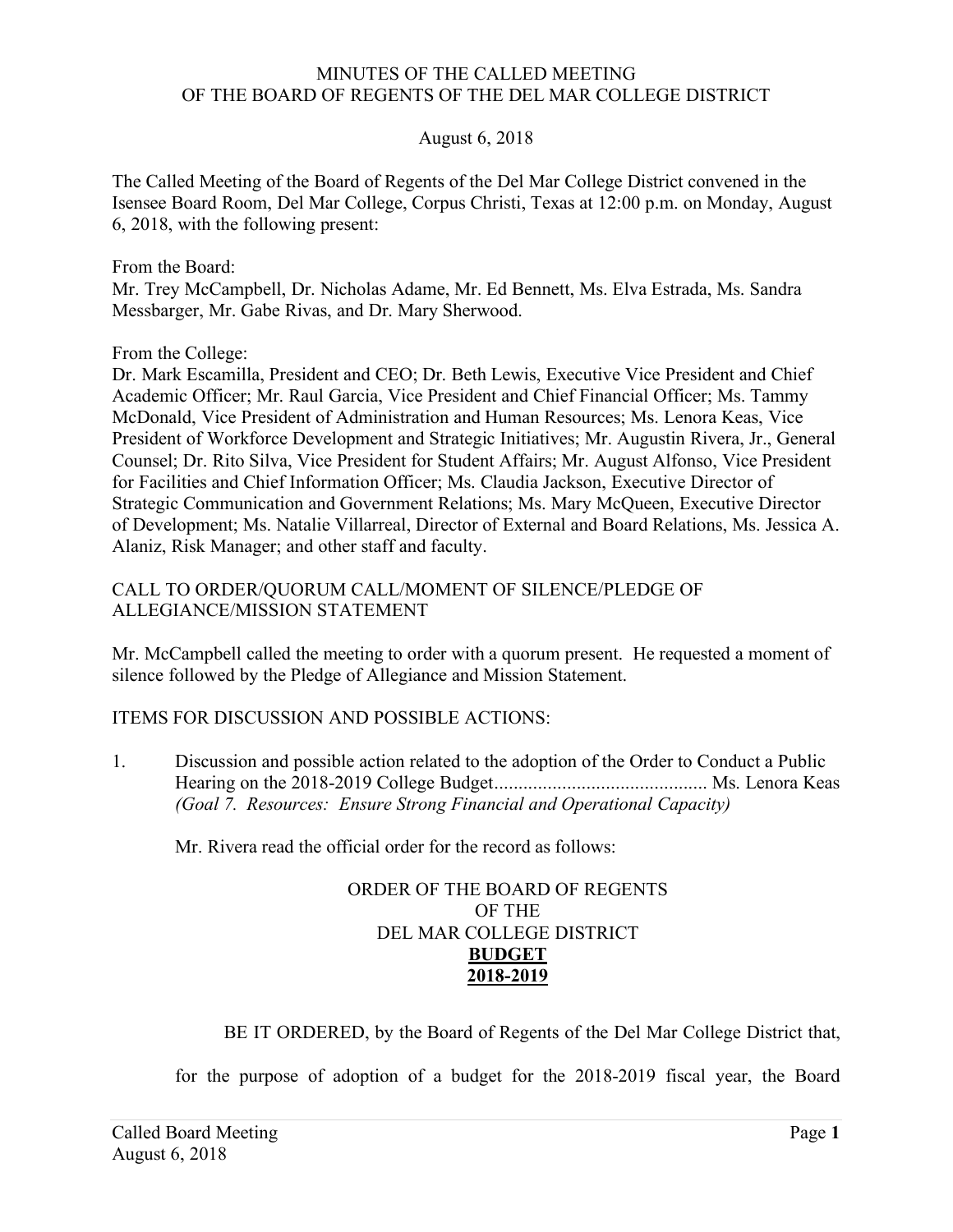MINUTES OF THE CALLED MEETING
OF THE BOARD OF REGENTS OF THE DEL MAR COLLEGE DISTRICT

August 6, 2018

The Called Meeting of the Board of Regents of the Del Mar College District convened in the Isensee Board Room, Del Mar College, Corpus Christi, Texas at 12:00 p.m. on Monday, August 6, 2018, with the following present:

From the Board:
Mr. Trey McCampbell, Dr. Nicholas Adame, Mr. Ed Bennett, Ms. Elva Estrada, Ms. Sandra Messbarger, Mr. Gabe Rivas, and Dr. Mary Sherwood.

From the College:
Dr. Mark Escamilla, President and CEO; Dr. Beth Lewis, Executive Vice President and Chief Academic Officer; Mr. Raul Garcia, Vice President and Chief Financial Officer; Ms. Tammy McDonald, Vice President of Administration and Human Resources; Ms. Lenora Keas, Vice President of Workforce Development and Strategic Initiatives; Mr. Augustin Rivera, Jr., General Counsel; Dr. Rito Silva, Vice President for Student Affairs; Mr. August Alfonso, Vice President for Facilities and Chief Information Officer; Ms. Claudia Jackson, Executive Director of Strategic Communication and Government Relations; Ms. Mary McQueen, Executive Director of Development; Ms. Natalie Villarreal, Director of External and Board Relations, Ms. Jessica A. Alaniz, Risk Manager; and other staff and faculty.

CALL TO ORDER/QUORUM CALL/MOMENT OF SILENCE/PLEDGE OF ALLEGIANCE/MISSION STATEMENT

Mr. McCampbell called the meeting to order with a quorum present. He requested a moment of silence followed by the Pledge of Allegiance and Mission Statement.

ITEMS FOR DISCUSSION AND POSSIBLE ACTIONS:

1. Discussion and possible action related to the adoption of the Order to Conduct a Public Hearing on the 2018-2019 College Budget........................................... Ms. Lenora Keas
*(Goal 7. Resources: Ensure Strong Financial and Operational Capacity)*

Mr. Rivera read the official order for the record as follows:

ORDER OF THE BOARD OF REGENTS
OF THE
DEL MAR COLLEGE DISTRICT
**BUDGET**
**2018-2019**

BE IT ORDERED, by the Board of Regents of the Del Mar College District that,

for the purpose of adoption of a budget for the 2018-2019 fiscal year, the Board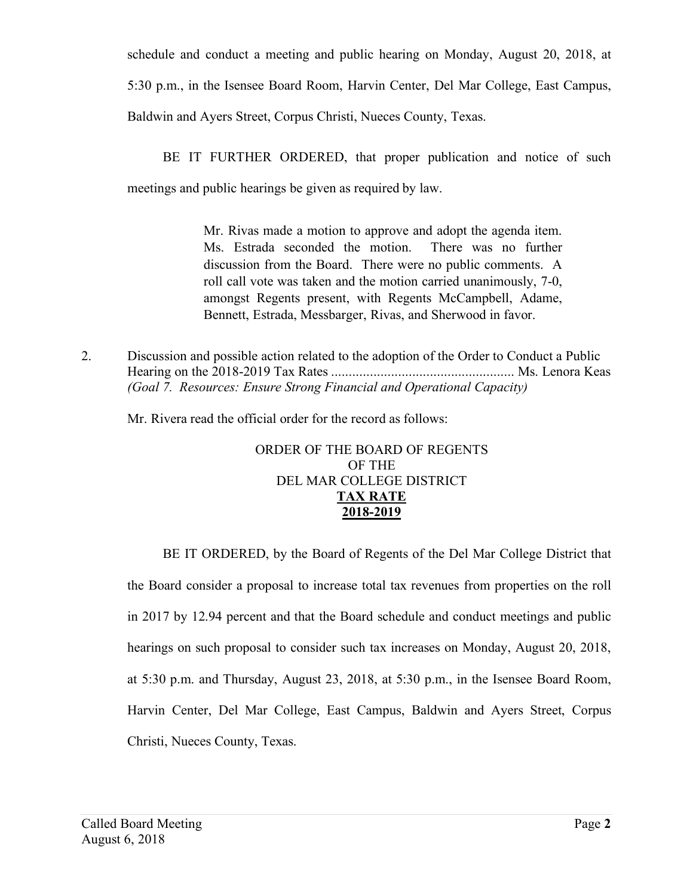schedule and conduct a meeting and public hearing on Monday, August 20, 2018, at 5:30 p.m., in the Isensee Board Room, Harvin Center, Del Mar College, East Campus, Baldwin and Ayers Street, Corpus Christi, Nueces County, Texas.

BE IT FURTHER ORDERED, that proper publication and notice of such meetings and public hearings be given as required by law.

> Mr. Rivas made a motion to approve and adopt the agenda item. Ms. Estrada seconded the motion. There was no further discussion from the Board. There were no public comments. A roll call vote was taken and the motion carried unanimously, 7-0, amongst Regents present, with Regents McCampbell, Adame, Bennett, Estrada, Messbarger, Rivas, and Sherwood in favor.

2. Discussion and possible action related to the adoption of the Order to Conduct a Public Hearing on the 2018-2019 Tax Rates .................................................... Ms. Lenora Keas
*(Goal 7. Resources: Ensure Strong Financial and Operational Capacity)*

Mr. Rivera read the official order for the record as follows:

ORDER OF THE BOARD OF REGENTS
OF THE
DEL MAR COLLEGE DISTRICT
**TAX RATE**
**2018-2019**

BE IT ORDERED, by the Board of Regents of the Del Mar College District that the Board consider a proposal to increase total tax revenues from properties on the roll in 2017 by 12.94 percent and that the Board schedule and conduct meetings and public hearings on such proposal to consider such tax increases on Monday, August 20, 2018, at 5:30 p.m. and Thursday, August 23, 2018, at 5:30 p.m., in the Isensee Board Room, Harvin Center, Del Mar College, East Campus, Baldwin and Ayers Street, Corpus Christi, Nueces County, Texas.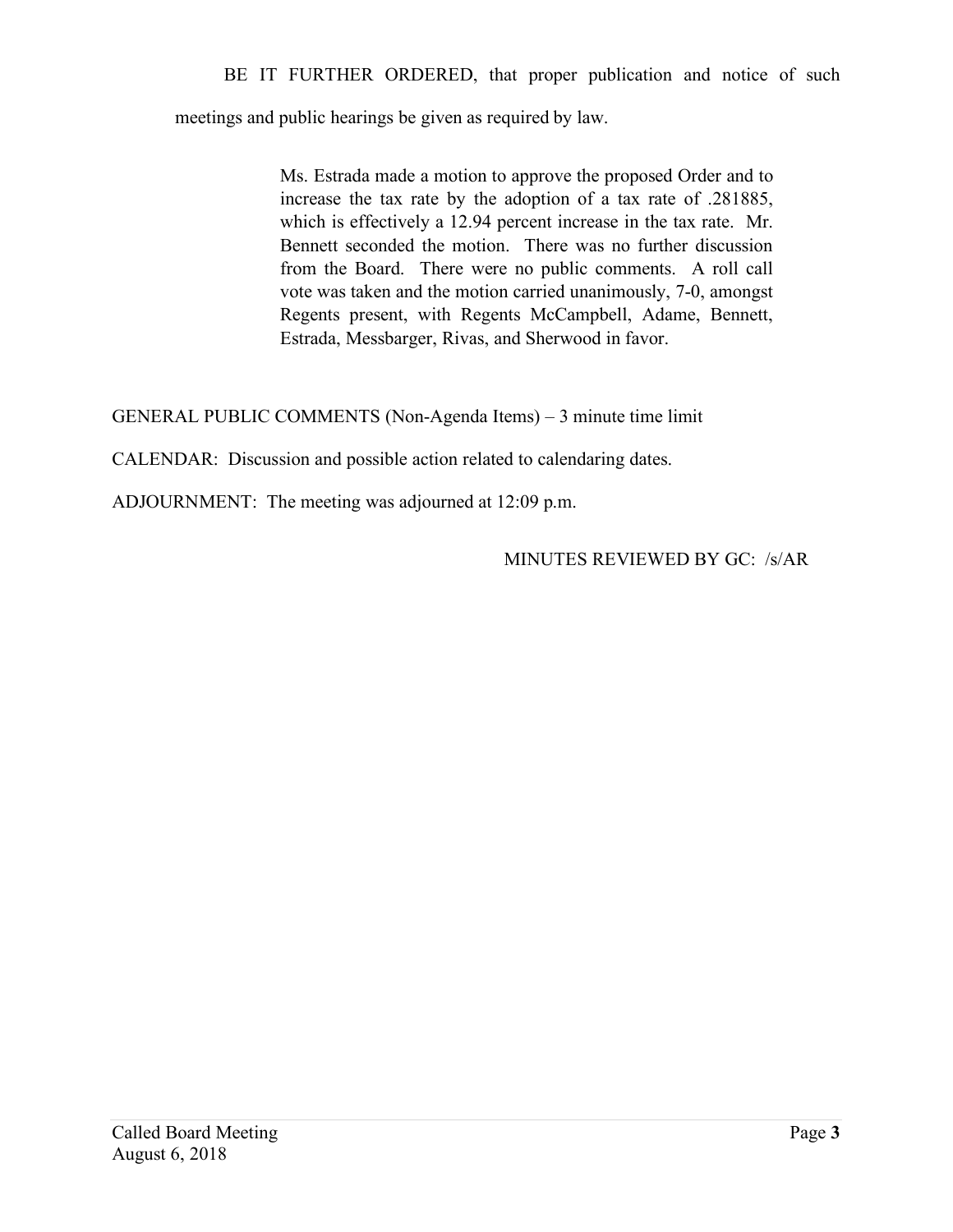BE IT FURTHER ORDERED, that proper publication and notice of such meetings and public hearings be given as required by law.

> Ms. Estrada made a motion to approve the proposed Order and to increase the tax rate by the adoption of a tax rate of .281885, which is effectively a 12.94 percent increase in the tax rate. Mr. Bennett seconded the motion. There was no further discussion from the Board. There were no public comments. A roll call vote was taken and the motion carried unanimously, 7-0, amongst Regents present, with Regents McCampbell, Adame, Bennett, Estrada, Messbarger, Rivas, and Sherwood in favor.

GENERAL PUBLIC COMMENTS (Non-Agenda Items) – 3 minute time limit

CALENDAR: Discussion and possible action related to calendaring dates.

ADJOURNMENT: The meeting was adjourned at 12:09 p.m.

MINUTES REVIEWED BY GC: /s/AR